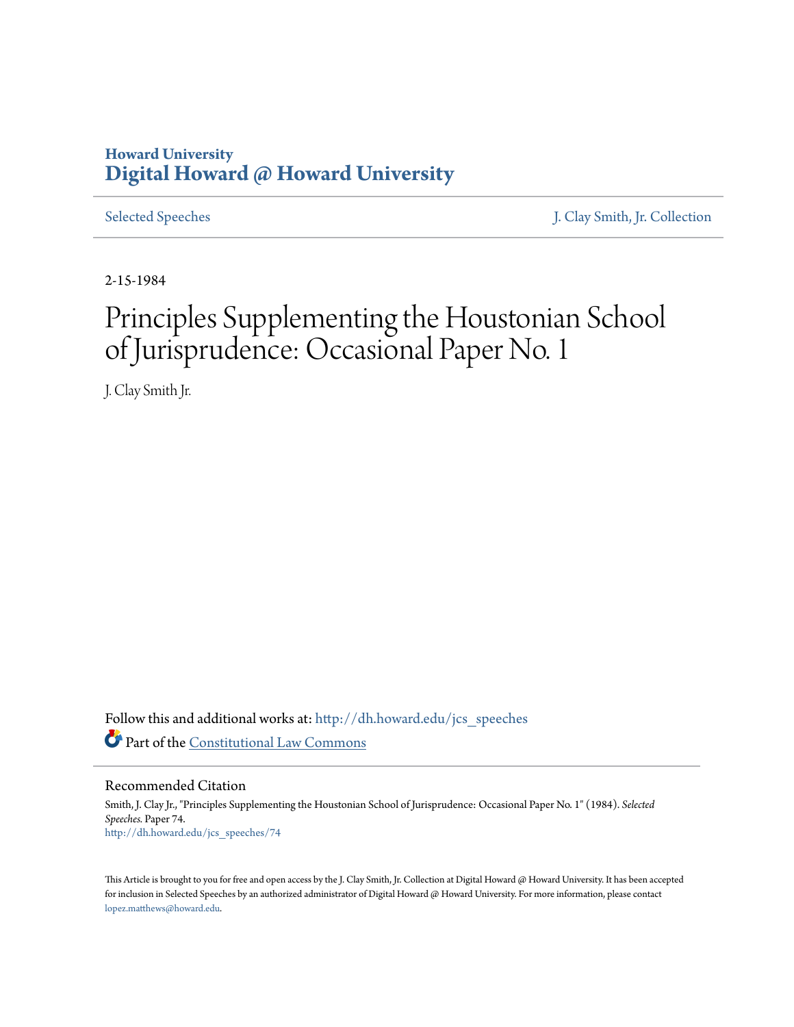Howard University
**Digital Howard @ Howard University**

Selected Speeches | J. Clay Smith, Jr. Collection

2-15-1984

# Principles Supplementing the Houstonian School of Jurisprudence: Occasional Paper No. 1

J. Clay Smith Jr.

Follow this and additional works at: http://dh.howard.edu/jcs_speeches

Part of the Constitutional Law Commons

## Recommended Citation

Smith, J. Clay Jr., "Principles Supplementing the Houstonian School of Jurisprudence: Occasional Paper No. 1" (1984). *Selected Speeches.* Paper 74.
http://dh.howard.edu/jcs_speeches/74

This Article is brought to you for free and open access by the J. Clay Smith, Jr. Collection at Digital Howard @ Howard University. It has been accepted for inclusion in Selected Speeches by an authorized administrator of Digital Howard @ Howard University. For more information, please contact lopez.matthews@howard.edu.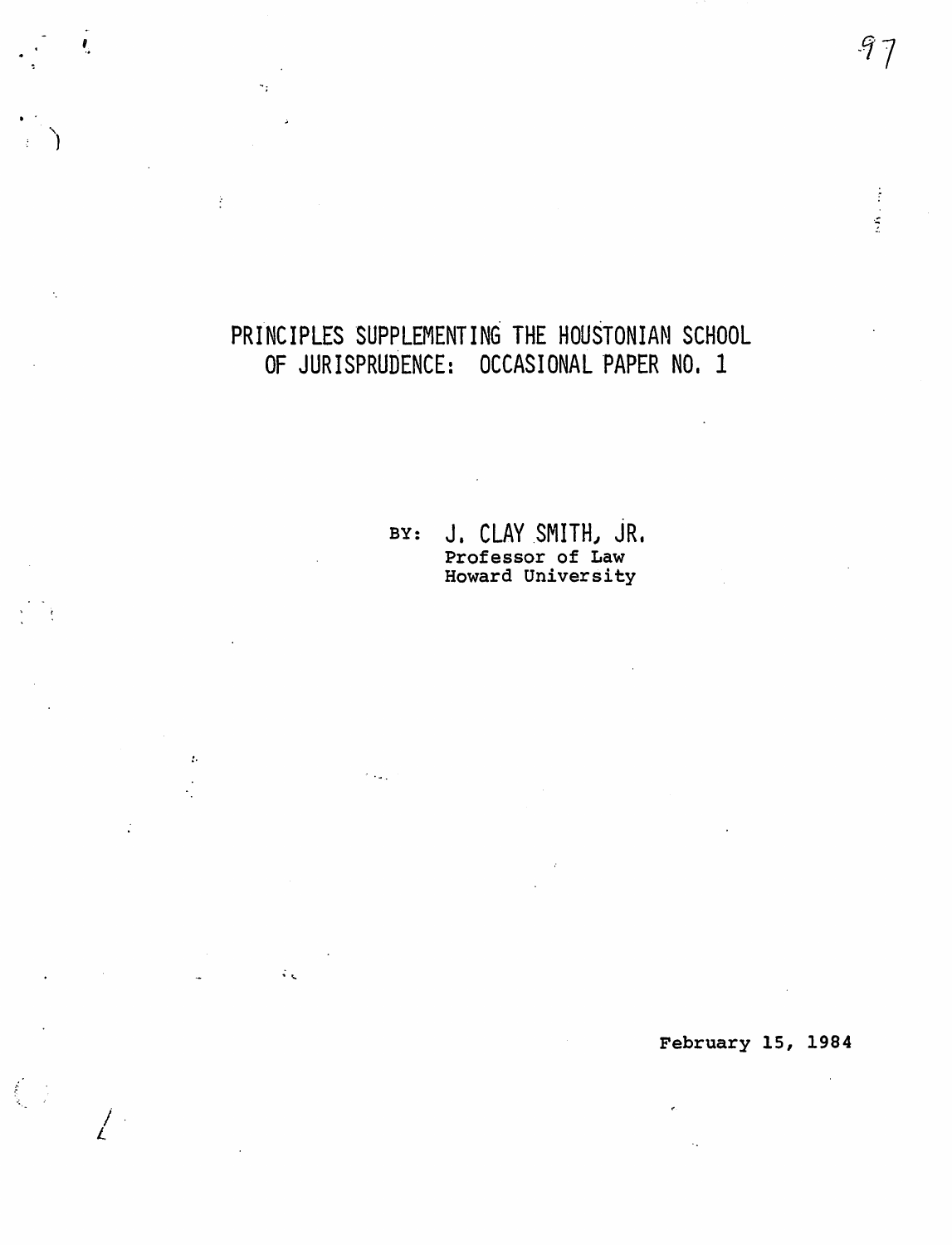# PRINCIPLES SUPPLEMENTING THE HOUSTONIAN SCHOOL OF JURISPRUDENCE: OCCASIONAL PAPER NO. 1

BY: J. CLAY SMITH, JR.
Professor of Law
Howard University

February 15, 1984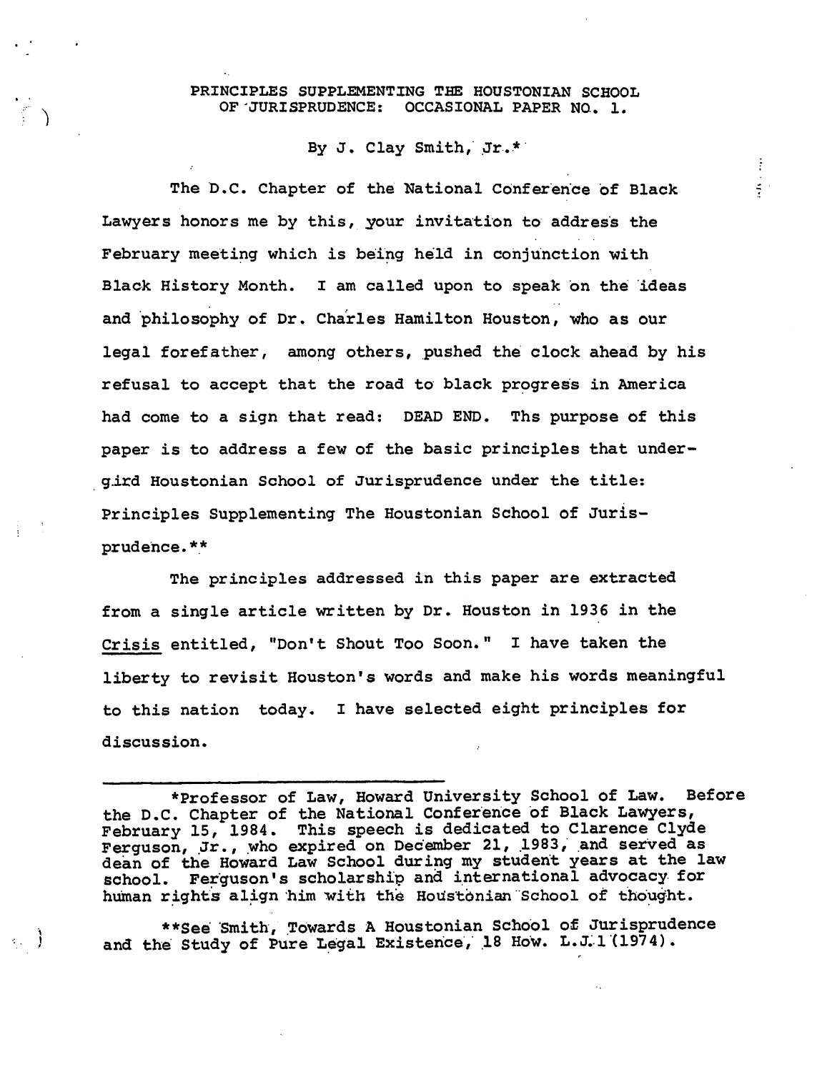PRINCIPLES SUPPLEMENTING THE HOUSTONIAN SCHOOL OF JURISPRUDENCE: OCCASIONAL PAPER NO. 1.

By J. Clay Smith, Jr.*

The D.C. Chapter of the National Conference of Black Lawyers honors me by this, your invitation to address the February meeting which is being held in conjunction with Black History Month. I am called upon to speak on the ideas and philosophy of Dr. Charles Hamilton Houston, who as our legal forefather, among others, pushed the clock ahead by his refusal to accept that the road to black progress in America had come to a sign that read: DEAD END. Ths purpose of this paper is to address a few of the basic principles that undergird Houstonian School of Jurisprudence under the title: Principles Supplementing The Houstonian School of Jurisprudence.**

The principles addressed in this paper are extracted from a single article written by Dr. Houston in 1936 in the Crisis entitled, "Don't Shout Too Soon." I have taken the liberty to revisit Houston's words and make his words meaningful to this nation today. I have selected eight principles for discussion.

---

*Professor of Law, Howard University School of Law. Before the D.C. Chapter of the National Conference of Black Lawyers, February 15, 1984. This speech is dedicated to Clarence Clyde Ferguson, Jr., who expired on December 21, 1983, and served as dean of the Howard Law School during my student years at the law school. Ferguson's scholarship and international advocacy for human rights align him with the Houstonian School of thought.

**See Smith, Towards A Houstonian School of Jurisprudence and the Study of Pure Legal Existence, 18 How. L.J. 1 (1974).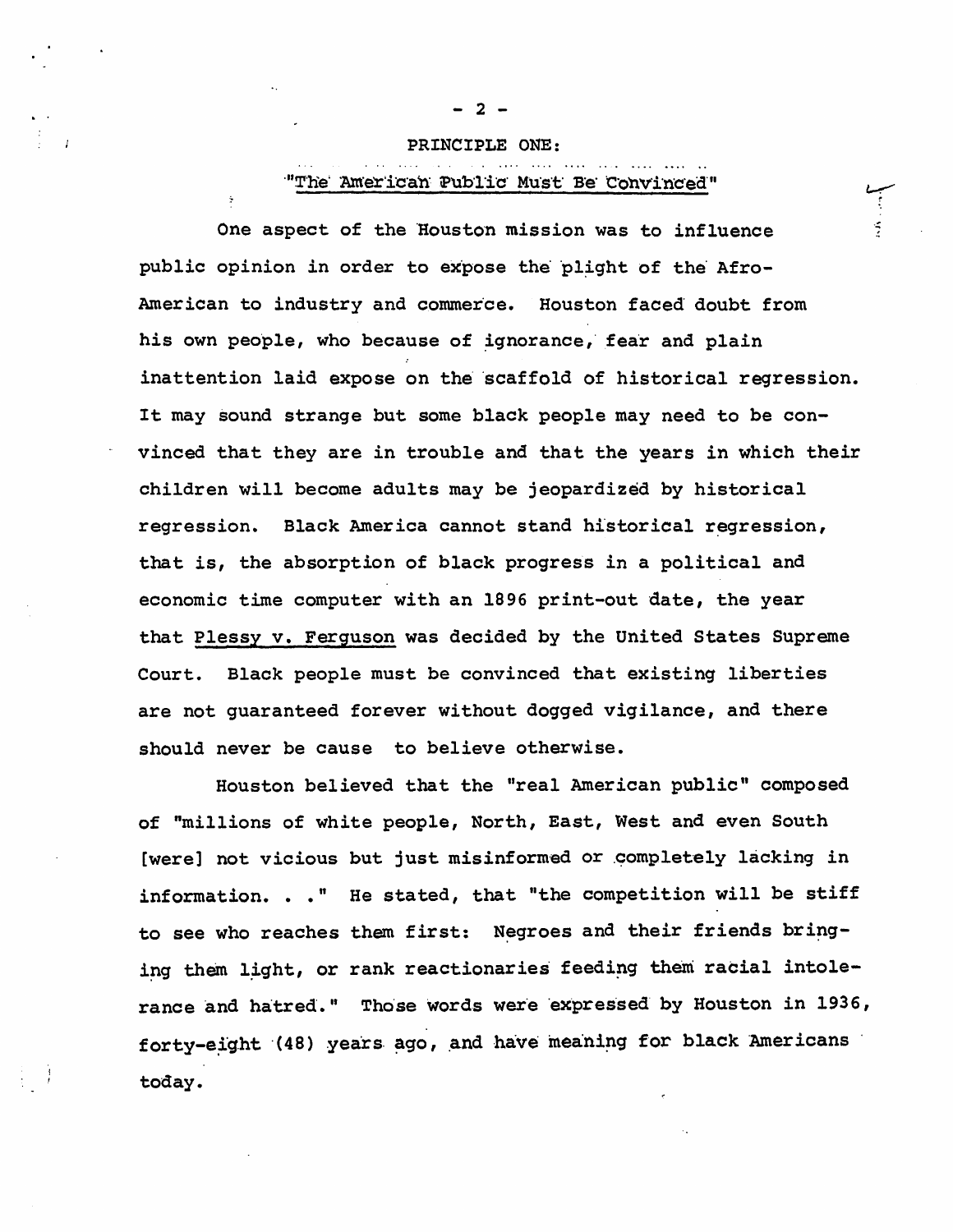## PRINCIPLE ONE:

### "The American Public Must Be Convinced"

One aspect of the Houston mission was to influence public opinion in order to expose the plight of the Afro-American to industry and commerce. Houston faced doubt from his own people, who because of ignorance, fear and plain inattention laid expose on the scaffold of historical regression. It may sound strange but some black people may need to be convinced that they are in trouble and that the years in which their children will become adults may be jeopardized by historical regression. Black America cannot stand historical regression, that is, the absorption of black progress in a political and economic time computer with an 1896 print-out date, the year that <u>Plessy v. Ferguson</u> was decided by the United States Supreme Court. Black people must be convinced that existing liberties are not guaranteed forever without dogged vigilance, and there should never be cause to believe otherwise.

Houston believed that the "real American public" composed of "millions of white people, North, East, West and even South [were] not vicious but just misinformed or completely lacking in information. . ." He stated, that "the competition will be stiff to see who reaches them first: Negroes and their friends bringing them light, or rank reactionaries feeding them racial intolerance and hatred." Those words were expressed by Houston in 1936, forty-eight (48) years ago, and have meaning for black Americans today.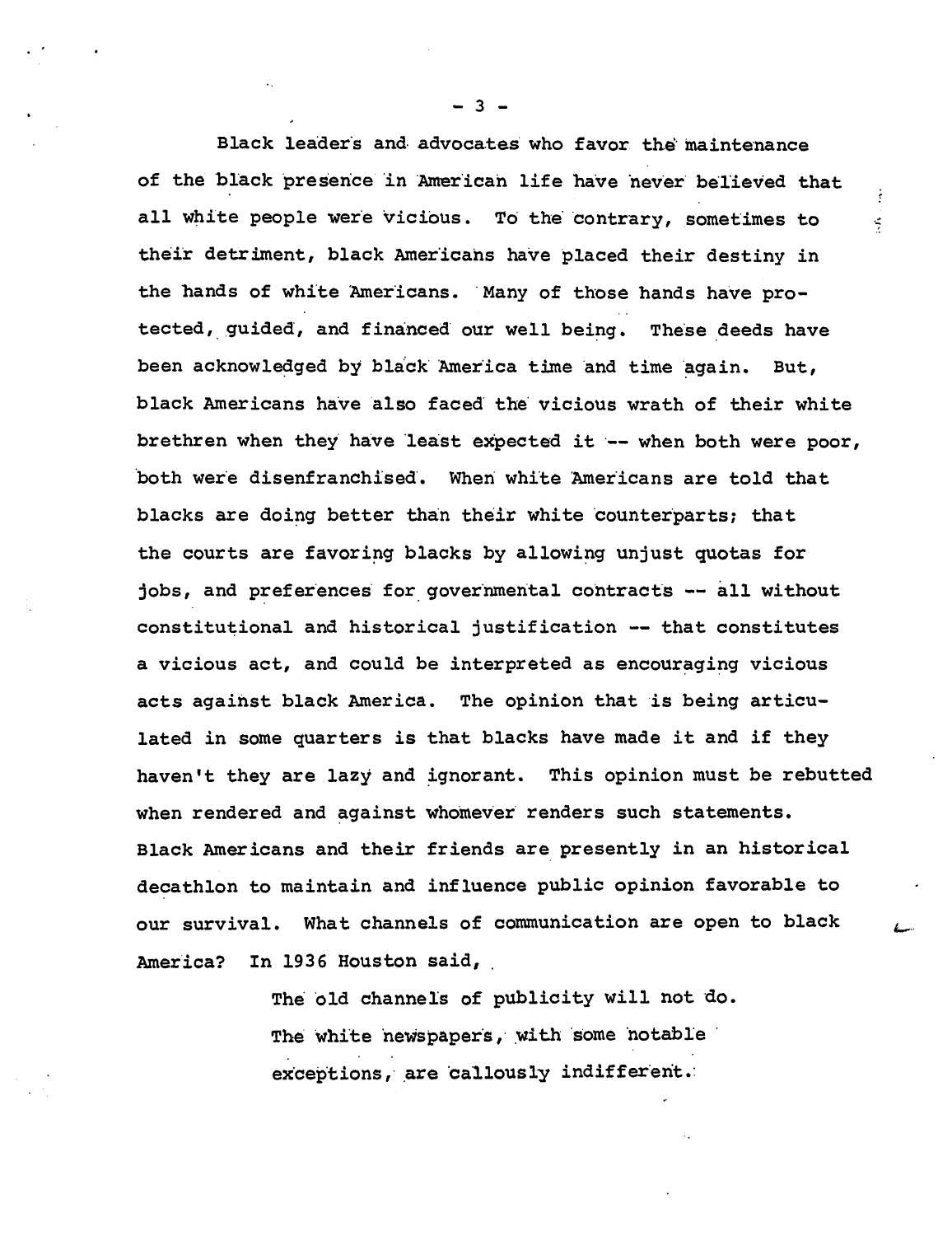Black leaders and advocates who favor the maintenance of the black presence in American life have never believed that all white people were vicious. To the contrary, sometimes to their detriment, black Americans have placed their destiny in the hands of white Americans. Many of those hands have protected, guided, and financed our well being. These deeds have been acknowledged by black America time and time again. But, black Americans have also faced the vicious wrath of their white brethren when they have least expected it -- when both were poor, both were disenfranchised. When white Americans are told that blacks are doing better than their white counterparts; that the courts are favoring blacks by allowing unjust quotas for jobs, and preferences for governmental contracts -- all without constitutional and historical justification -- that constitutes a vicious act, and could be interpreted as encouraging vicious acts against black America. The opinion that is being articulated in some quarters is that blacks have made it and if they haven't they are lazy and ignorant. This opinion must be rebutted when rendered and against whomever renders such statements. Black Americans and their friends are presently in an historical decathlon to maintain and influence public opinion favorable to our survival. What channels of communication are open to black America? In 1936 Houston said,

> The old channels of publicity will not do. The white newspapers, with some notable exceptions, are callously indifferent.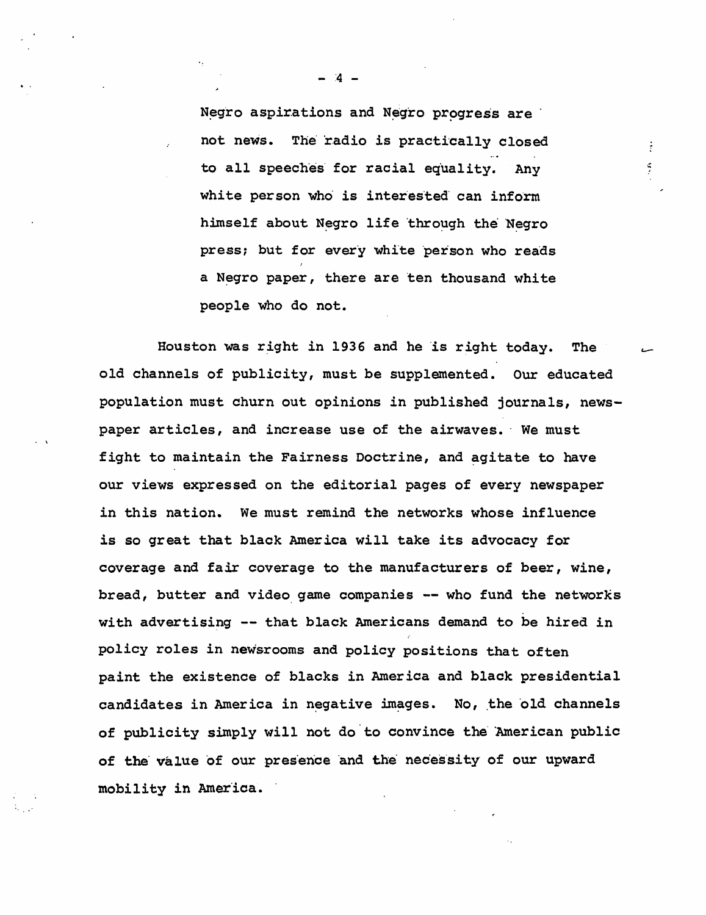> Negro aspirations and Negro progress are not news. The radio is practically closed to all speeches for racial equality. Any white person who is interested can inform himself about Negro life through the Negro press; but for every white person who reads a Negro paper, there are ten thousand white people who do not.

Houston was right in 1936 and he is right today. The old channels of publicity, must be supplemented. Our educated population must churn out opinions in published journals, newspaper articles, and increase use of the airwaves. We must fight to maintain the Fairness Doctrine, and agitate to have our views expressed on the editorial pages of every newspaper in this nation. We must remind the networks whose influence is so great that black America will take its advocacy for coverage and fair coverage to the manufacturers of beer, wine, bread, butter and video game companies -- who fund the networks with advertising -- that black Americans demand to be hired in policy roles in newsrooms and policy positions that often paint the existence of blacks in America and black presidential candidates in America in negative images. No, the old channels of publicity simply will not do to convince the American public of the value of our presence and the necessity of our upward mobility in America.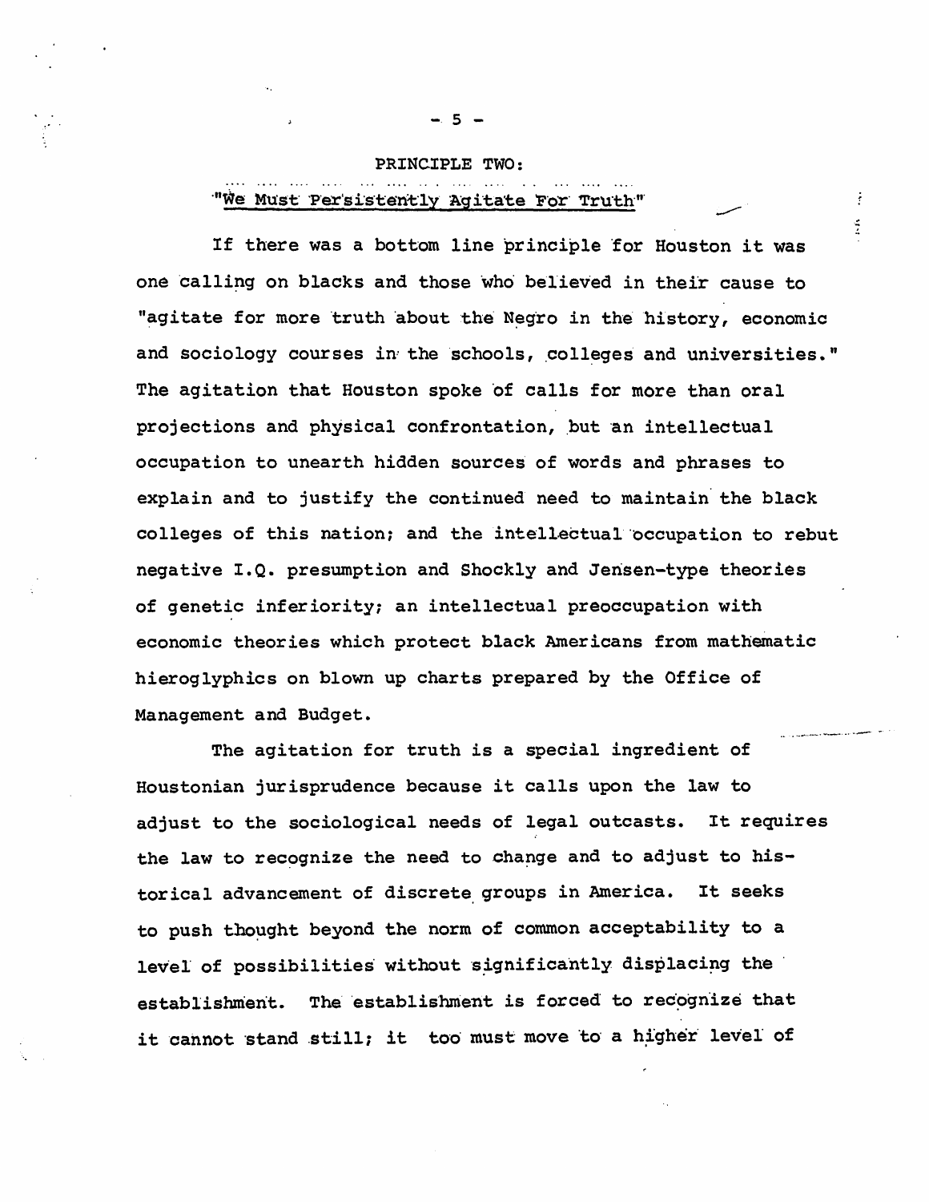## PRINCIPLE TWO:

## "We Must Persistently Agitate For Truth"

If there was a bottom line principle for Houston it was one calling on blacks and those who believed in their cause to "agitate for more truth about the Negro in the history, economic and sociology courses in the schools, colleges and universities." The agitation that Houston spoke of calls for more than oral projections and physical confrontation, but an intellectual occupation to unearth hidden sources of words and phrases to explain and to justify the continued need to maintain the black colleges of this nation; and the intellectual occupation to rebut negative I.Q. presumption and Shockly and Jensen-type theories of genetic inferiority; an intellectual preoccupation with economic theories which protect black Americans from mathematic hieroglyphics on blown up charts prepared by the Office of Management and Budget.

The agitation for truth is a special ingredient of Houstonian jurisprudence because it calls upon the law to adjust to the sociological needs of legal outcasts. It requires the law to recognize the need to change and to adjust to historical advancement of discrete groups in America. It seeks to push thought beyond the norm of common acceptability to a level of possibilities without significantly displacing the establishment. The establishment is forced to recognize that it cannot stand still; it too must move to a higher level of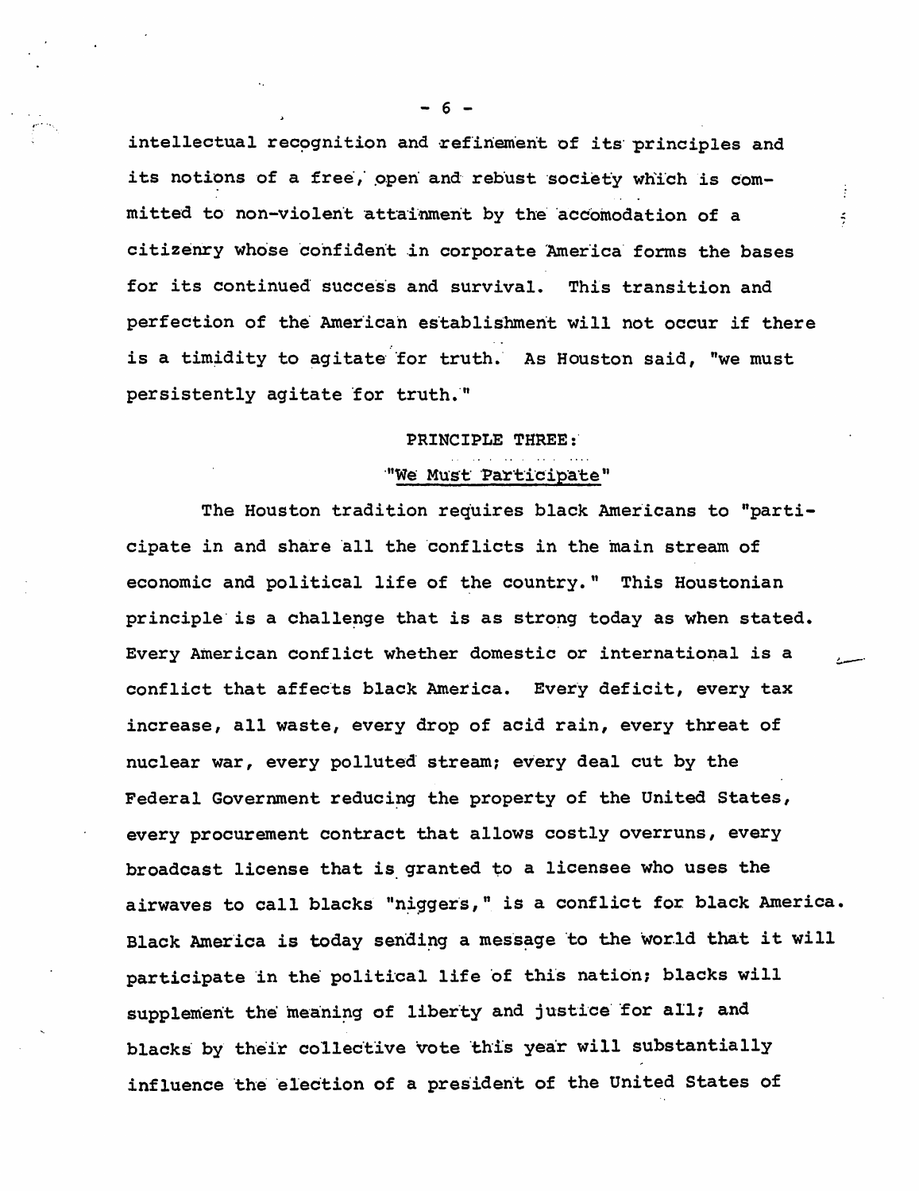intellectual recognition and refinement of its principles and its notions of a free, open and rebust society which is committed to non-violent attainment by the accomodation of a citizenry whose confident in corporate America forms the bases for its continued success and survival. This transition and perfection of the American establishment will not occur if there is a timidity to agitate for truth. As Houston said, "we must persistently agitate for truth."

## PRINCIPLE THREE:

## "We Must Participate"

The Houston tradition requires black Americans to "participate in and share all the conflicts in the main stream of economic and political life of the country." This Houstonian principle is a challenge that is as strong today as when stated. Every American conflict whether domestic or international is a conflict that affects black America. Every deficit, every tax increase, all waste, every drop of acid rain, every threat of nuclear war, every polluted stream; every deal cut by the Federal Government reducing the property of the United States, every procurement contract that allows costly overruns, every broadcast license that is granted to a licensee who uses the airwaves to call blacks "niggers," is a conflict for black America. Black America is today sending a message to the world that it will participate in the political life of this nation; blacks will supplement the meaning of liberty and justice for all; and blacks by their collective vote this year will substantially influence the election of a president of the United States of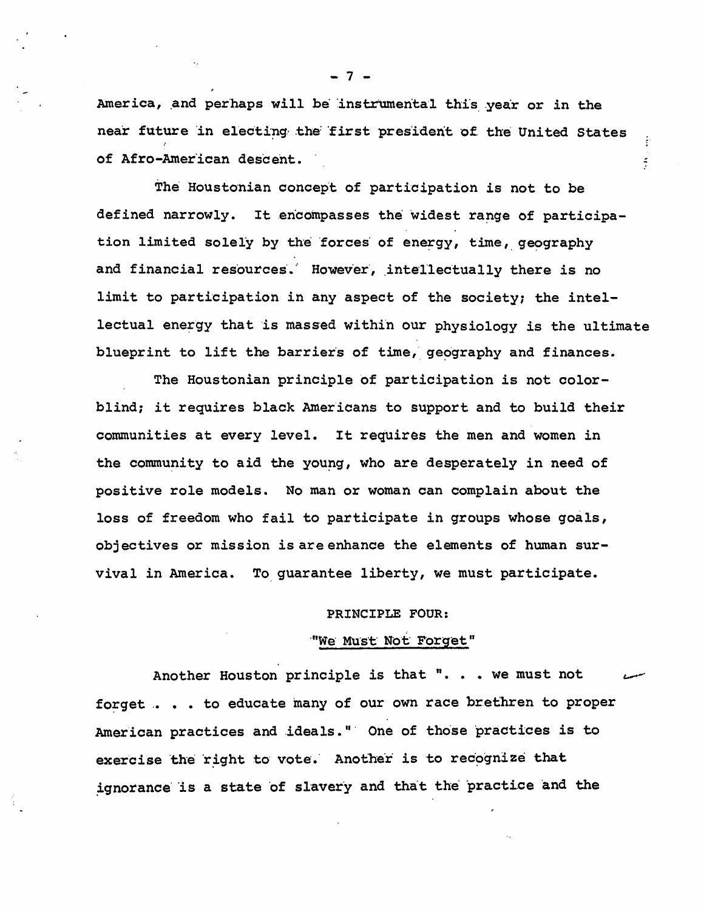America, and perhaps will be instrumental this year or in the near future in electing the first president of the United States of Afro-American descent.

The Houstonian concept of participation is not to be defined narrowly. It encompasses the widest range of participation limited solely by the forces of energy, time, geography and financial resources. However, intellectually there is no limit to participation in any aspect of the society; the intellectual energy that is massed within our physiology is the ultimate blueprint to lift the barriers of time, geography and finances.

The Houstonian principle of participation is not color-blind; it requires black Americans to support and to build their communities at every level. It requires the men and women in the community to aid the young, who are desperately in need of positive role models. No man or woman can complain about the loss of freedom who fail to participate in groups whose goals, objectives or mission is are enhance the elements of human survival in America. To guarantee liberty, we must participate.

PRINCIPLE FOUR:

"We Must Not Forget"

Another Houston principle is that ". . . we must not forget . . . to educate many of our own race brethren to proper American practices and ideals." One of those practices is to exercise the right to vote. Another is to recognize that ignorance is a state of slavery and that the practice and the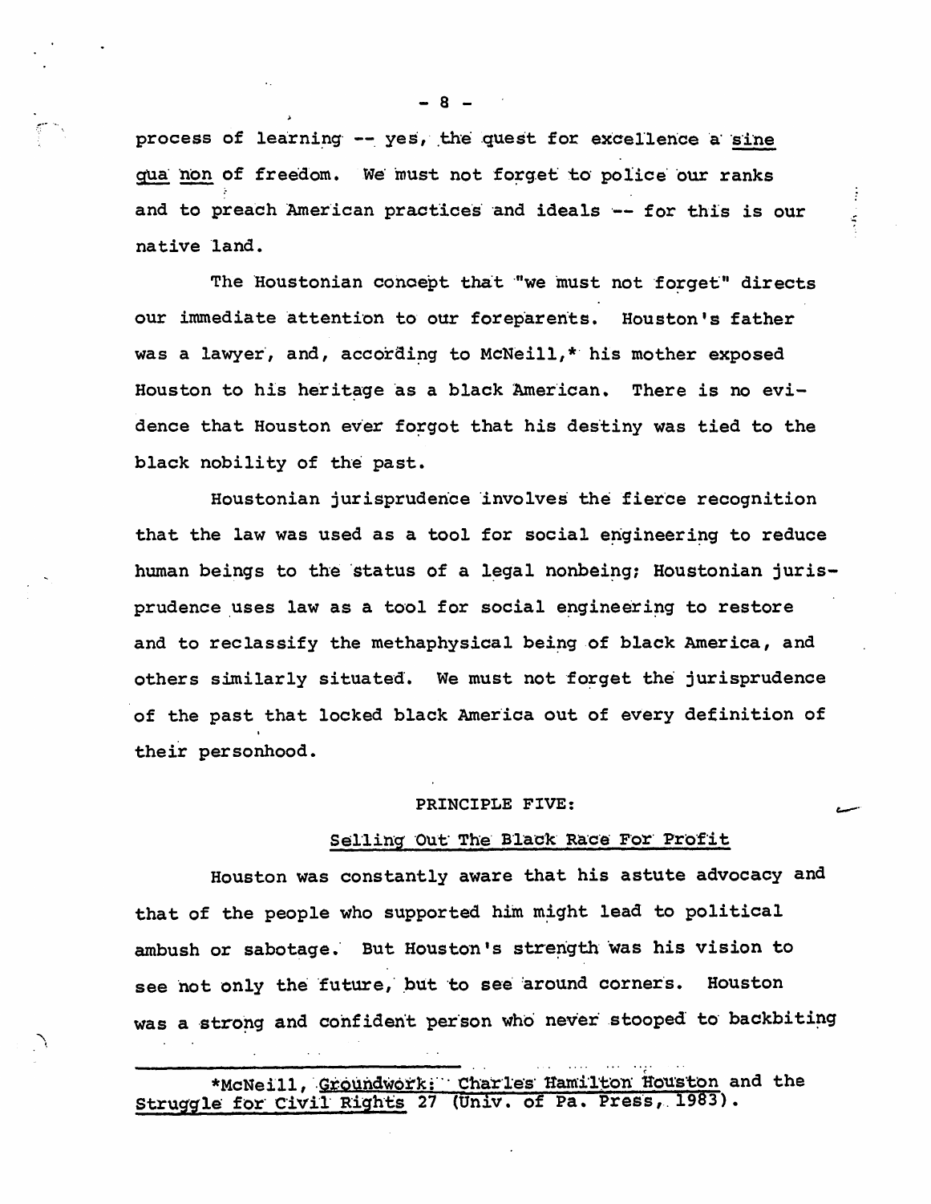process of learning -- yes, the quest for excellence a *sine qua non* of freedom. We must not forget to police our ranks and to preach American practices and ideals -- for this is our native land.

The Houstonian concept that "we must not forget" directs our immediate attention to our foreparents. Houston's father was a lawyer, and, according to McNeill,* his mother exposed Houston to his heritage as a black American. There is no evidence that Houston ever forgot that his destiny was tied to the black nobility of the past.

Houstonian jurisprudence involves the fierce recognition that the law was used as a tool for social engineering to reduce human beings to the status of a legal nonbeing; Houstonian jurisprudence uses law as a tool for social engineering to restore and to reclassify the methaphysical being of black America, and others similarly situated. We must not forget the jurisprudence of the past that locked black America out of every definition of their personhood.

## PRINCIPLE FIVE:

### Selling Out The Black Race For Profit

Houston was constantly aware that his astute advocacy and that of the people who supported him might lead to political ambush or sabotage. But Houston's strength was his vision to see not only the future, but to see around corners. Houston was a strong and confident person who never stooped to backbiting

---

*McNeill, *Groundwork: Charles Hamilton Houston and the Struggle for Civil Rights* 27 (Univ. of Pa. Press, 1983).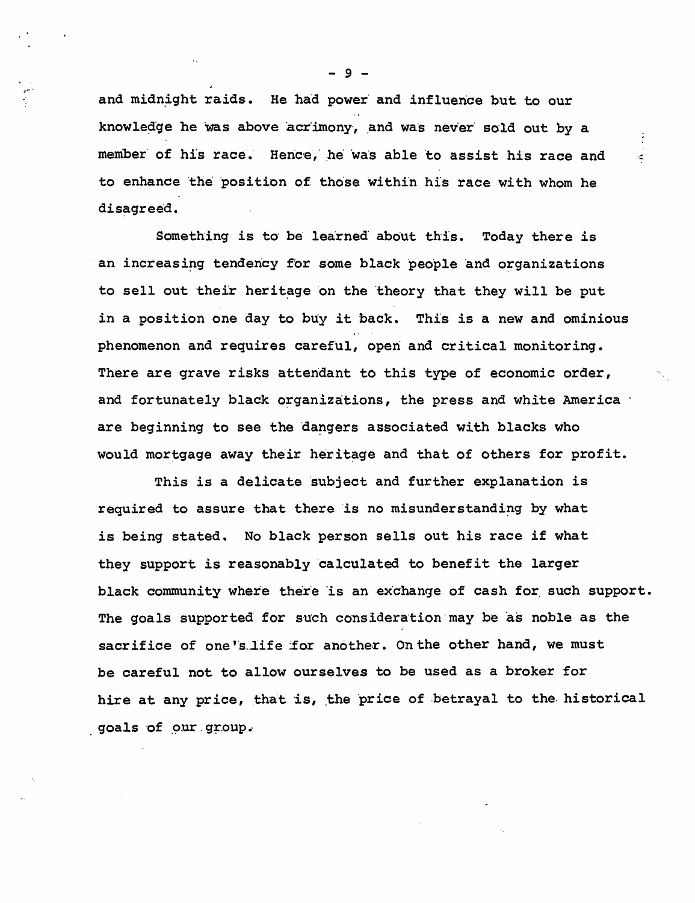and midnight raids. He had power and influence but to our knowledge he was above acrimony, and was never sold out by a member of his race. Hence, he was able to assist his race and to enhance the position of those within his race with whom he disagreed.

Something is to be learned about this. Today there is an increasing tendency for some black people and organizations to sell out their heritage on the theory that they will be put in a position one day to buy it back. This is a new and ominious phenomenon and requires careful, open and critical monitoring. There are grave risks attendant to this type of economic order, and fortunately black organizations, the press and white America are beginning to see the dangers associated with blacks who would mortgage away their heritage and that of others for profit.

This is a delicate subject and further explanation is required to assure that there is no misunderstanding by what is being stated. No black person sells out his race if what they support is reasonably calculated to benefit the larger black community where there is an exchange of cash for such support. The goals supported for such consideration may be as noble as the sacrifice of one's life for another. On the other hand, we must be careful not to allow ourselves to be used as a broker for hire at any price, that is, the price of betrayal to the historical goals of our group.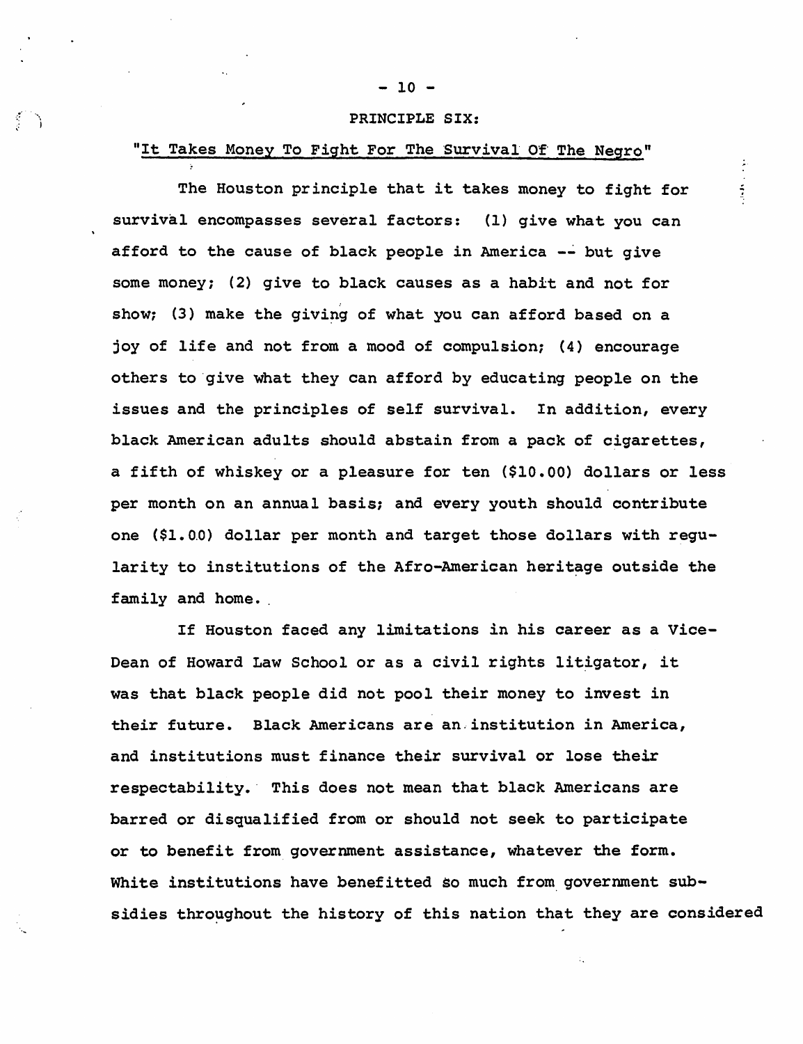## PRINCIPLE SIX:

"It Takes Money To Fight For The Survival Of The Negro"

The Houston principle that it takes money to fight for survival encompasses several factors: (1) give what you can afford to the cause of black people in America -- but give some money; (2) give to black causes as a habit and not for show; (3) make the giving of what you can afford based on a joy of life and not from a mood of compulsion; (4) encourage others to give what they can afford by educating people on the issues and the principles of self survival. In addition, every black American adults should abstain from a pack of cigarettes, a fifth of whiskey or a pleasure for ten ($10.00) dollars or less per month on an annual basis; and every youth should contribute one ($1.00) dollar per month and target those dollars with regularity to institutions of the Afro-American heritage outside the family and home.

If Houston faced any limitations in his career as a Vice-Dean of Howard Law School or as a civil rights litigator, it was that black people did not pool their money to invest in their future. Black Americans are an institution in America, and institutions must finance their survival or lose their respectability. This does not mean that black Americans are barred or disqualified from or should not seek to participate or to benefit from government assistance, whatever the form. White institutions have benefitted so much from government subsidies throughout the history of this nation that they are considered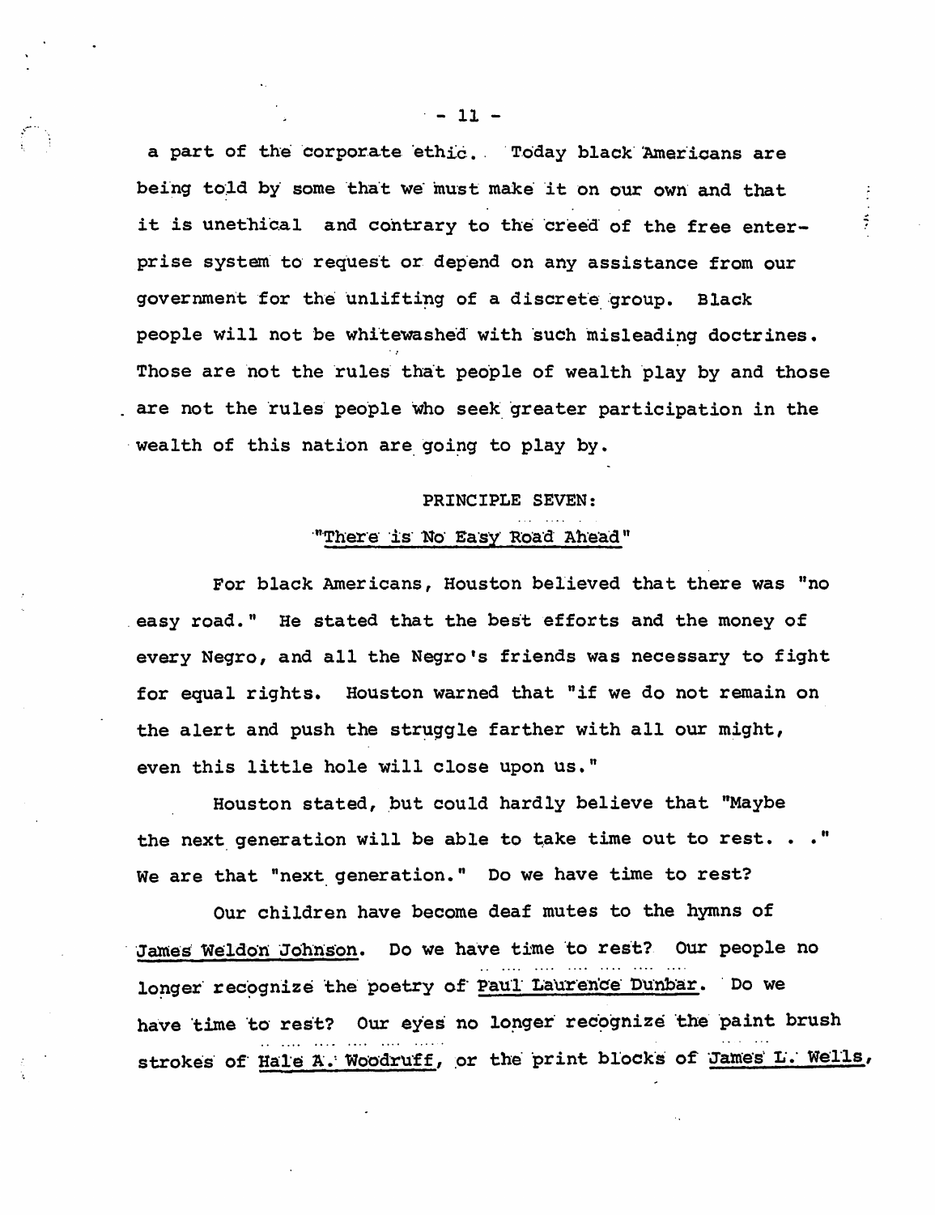a part of the corporate ethic. Today black Americans are being told by some that we must make it on our own and that it is unethical and contrary to the creed of the free enterprise system to request or depend on any assistance from our government for the unlifting of a discrete group. Black people will not be whitewashed with such misleading doctrines. Those are not the rules that people of wealth play by and those are not the rules people who seek greater participation in the wealth of this nation are going to play by.

PRINCIPLE SEVEN:

"<u>There is No Easy Road Ahead</u>"

For black Americans, Houston believed that there was "no easy road." He stated that the best efforts and the money of every Negro, and all the Negro's friends was necessary to fight for equal rights. Houston warned that "if we do not remain on the alert and push the struggle farther with all our might, even this little hole will close upon us."

Houston stated, but could hardly believe that "Maybe the next generation will be able to take time out to rest. . ." We are that "next generation." Do we have time to rest?

Our children have become deaf mutes to the hymns of <u>James Weldon Johnson</u>. Do we have time to rest? Our people no longer recognize the poetry of <u>Paul Laurence Dunbar</u>. Do we have time to rest? Our eyes no longer recognize the paint brush strokes of <u>Hale A. Woodruff</u>, or the print blocks of <u>James L. Wells</u>,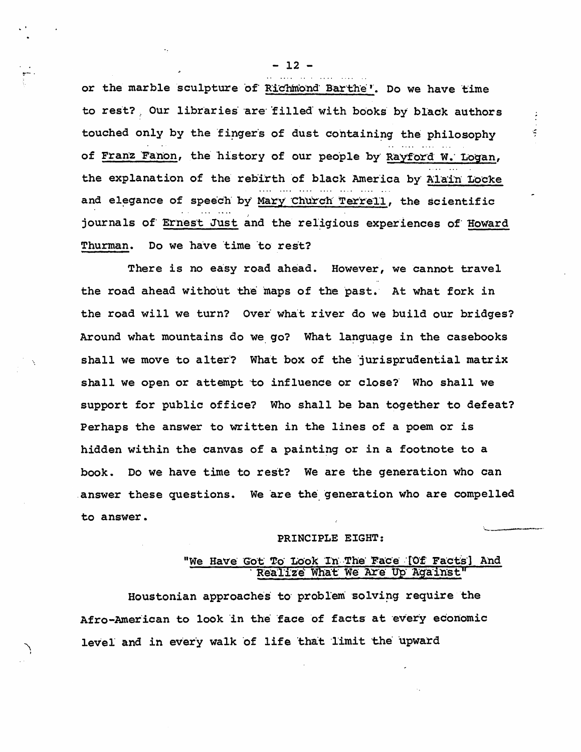or the marble sculpture of Richmond Barthe'. Do we have time to rest? Our libraries are filled with books by black authors touched only by the fingers of dust containing the philosophy of Franz Fanon, the history of our people by Rayford W. Logan, the explanation of the rebirth of black America by Alain Locke and elegance of speech by Mary Church Terrell, the scientific journals of Ernest Just and the religious experiences of Howard Thurman. Do we have time to rest?

There is no easy road ahead. However, we cannot travel the road ahead without the maps of the past. At what fork in the road will we turn? Over what river do we build our bridges? Around what mountains do we go? What language in the casebooks shall we move to alter? What box of the jurisprudential matrix shall we open or attempt to influence or close? Who shall we support for public office? Who shall be ban together to defeat? Perhaps the answer to written in the lines of a poem or is hidden within the canvas of a painting or in a footnote to a book. Do we have time to rest? We are the generation who can answer these questions. We are the generation who are compelled to answer.

PRINCIPLE EIGHT:

"We Have Got To Look In The Face [Of Facts] And Realize What We Are Up Against"

Houstonian approaches to problem solving require the Afro-American to look in the face of facts at every economic level and in every walk of life that limit the upward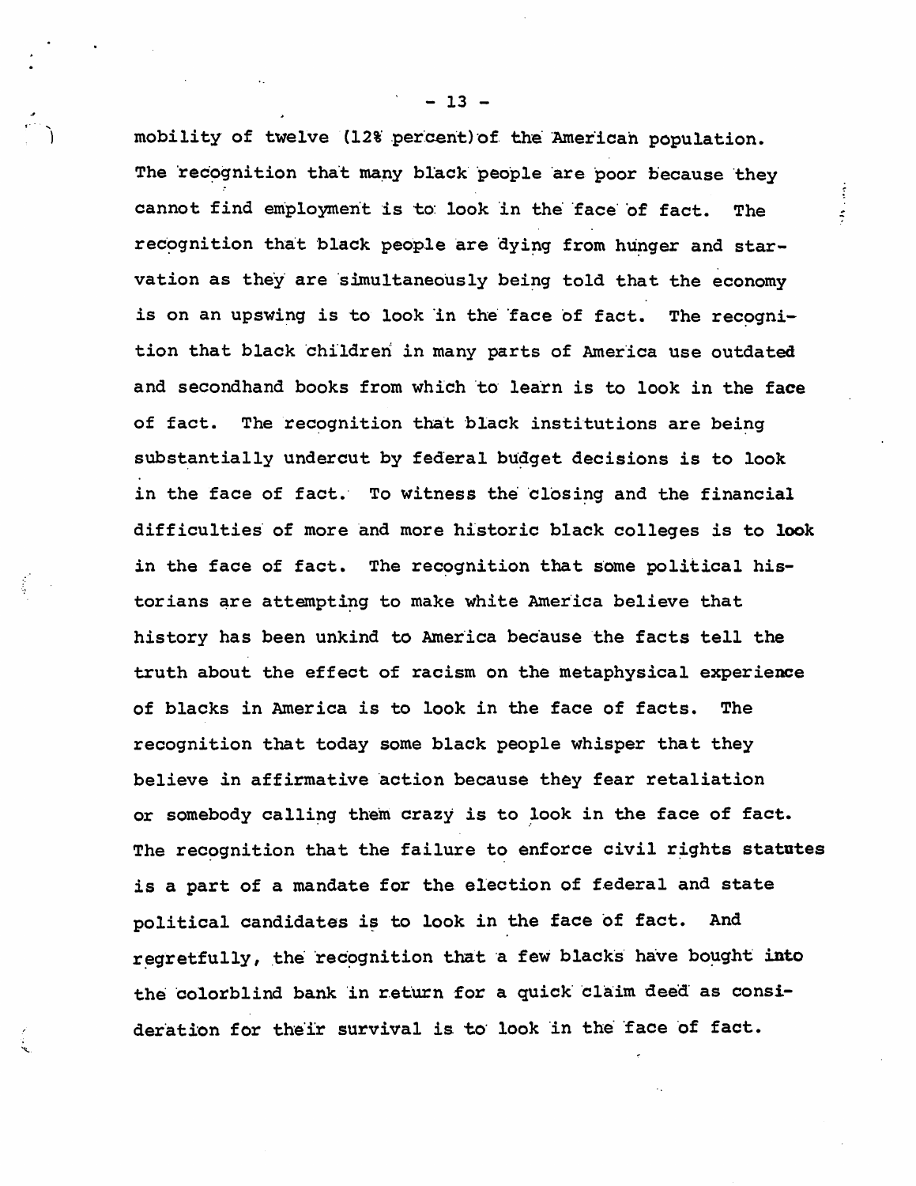mobility of twelve (12% percent) of the American population. The recognition that many black people are poor because they cannot find employment is to look in the face of fact. The recognition that black people are dying from hunger and starvation as they are simultaneously being told that the economy is on an upswing is to look in the face of fact. The recognition that black children in many parts of America use outdated and secondhand books from which to learn is to look in the face of fact. The recognition that black institutions are being substantially undercut by federal budget decisions is to look in the face of fact. To witness the closing and the financial difficulties of more and more historic black colleges is to look in the face of fact. The recognition that some political historians are attempting to make white America believe that history has been unkind to America because the facts tell the truth about the effect of racism on the metaphysical experience of blacks in America is to look in the face of facts. The recognition that today some black people whisper that they believe in affirmative action because they fear retaliation or somebody calling them crazy is to look in the face of fact. The recognition that the failure to enforce civil rights statutes is a part of a mandate for the election of federal and state political candidates is to look in the face of fact. And regretfully, the recognition that a few blacks have bought into the colorblind bank in return for a quick claim deed as consideration for their survival is to look in the face of fact.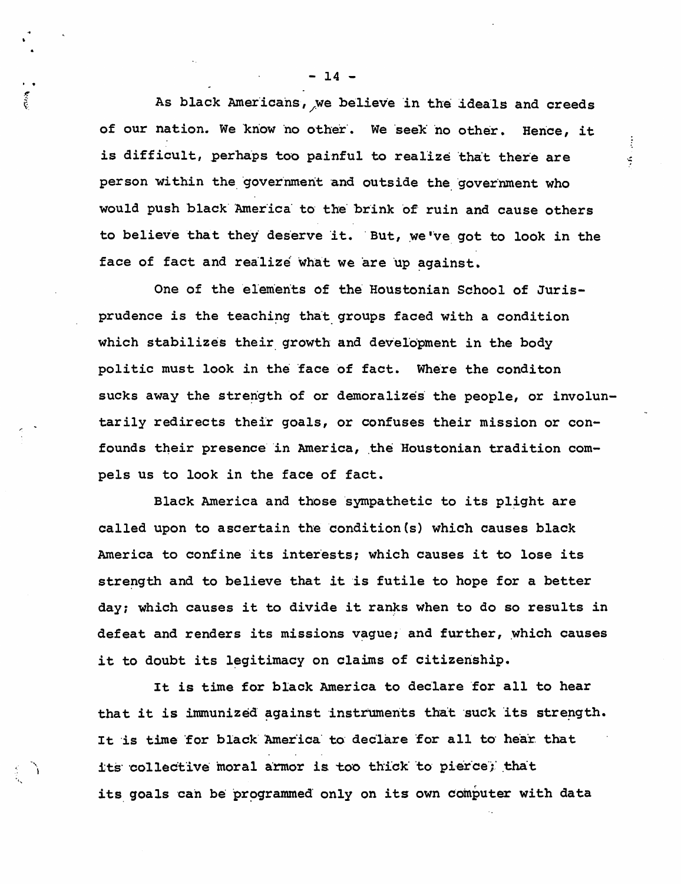As black Americans, we believe in the ideals and creeds of our nation. We know no other. We seek no other. Hence, it is difficult, perhaps too painful to realize that there are person within the government and outside the government who would push black America to the brink of ruin and cause others to believe that they deserve it. But, we've got to look in the face of fact and realize what we are up against.

One of the elements of the Houstonian School of Jurisprudence is the teaching that groups faced with a condition which stabilizes their growth and development in the body politic must look in the face of fact. Where the conditon sucks away the strength of or demoralizes the people, or involuntarily redirects their goals, or confuses their mission or confounds their presence in America, the Houstonian tradition compels us to look in the face of fact.

Black America and those sympathetic to its plight are called upon to ascertain the condition(s) which causes black America to confine its interests; which causes it to lose its strength and to believe that it is futile to hope for a better day; which causes it to divide it ranks when to do so results in defeat and renders its missions vague; and further, which causes it to doubt its legitimacy on claims of citizenship.

It is time for black America to declare for all to hear that it is immunized against instruments that suck its strength. It is time for black America to declare for all to hear that its collective moral armor is too thick to pierce; that its goals can be programmed only on its own computer with data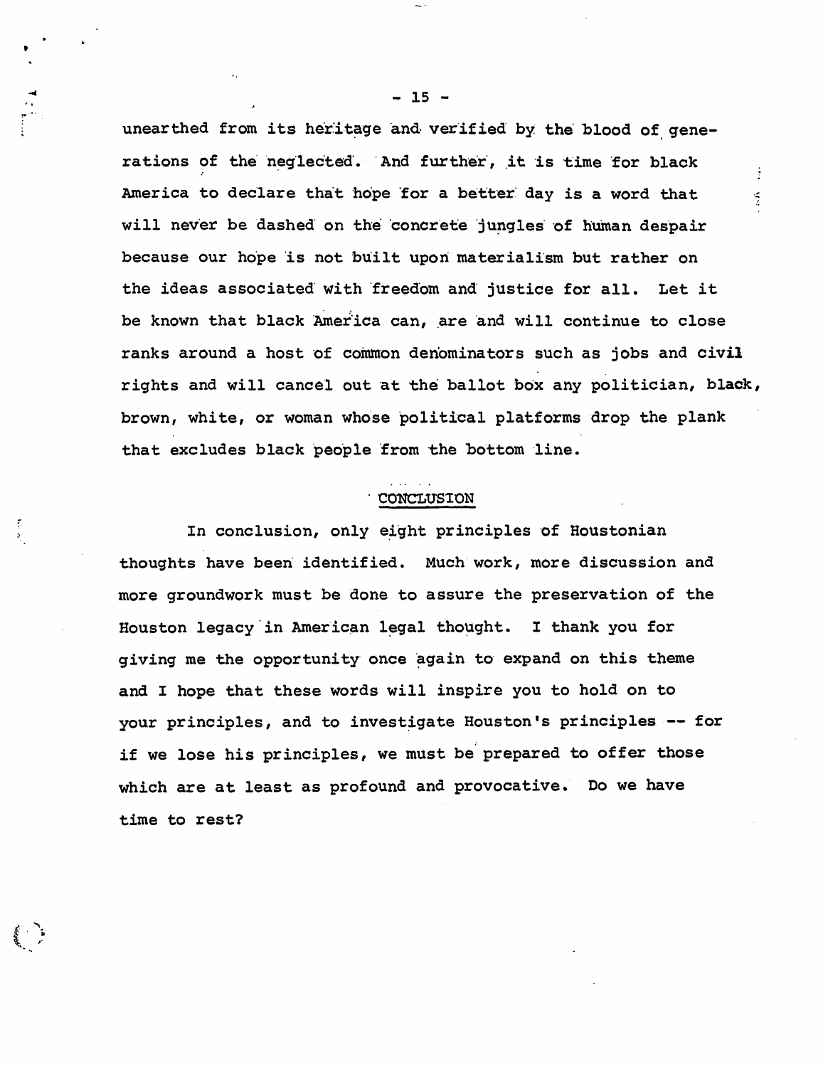unearthed from its heritage and verified by the blood of generations of the neglected. And further, it is time for black America to declare that hope for a better day is a word that will never be dashed on the concrete jungles of human despair because our hope is not built upon materialism but rather on the ideas associated with freedom and justice for all. Let it be known that black America can, are and will continue to close ranks around a host of common denominators such as jobs and civil rights and will cancel out at the ballot box any politician, black, brown, white, or woman whose political platforms drop the plank that excludes black people from the bottom line.

## CONCLUSION

In conclusion, only eight principles of Houstonian thoughts have been identified. Much work, more discussion and more groundwork must be done to assure the preservation of the Houston legacy in American legal thought. I thank you for giving me the opportunity once again to expand on this theme and I hope that these words will inspire you to hold on to your principles, and to investigate Houston's principles -- for if we lose his principles, we must be prepared to offer those which are at least as profound and provocative. Do we have time to rest?